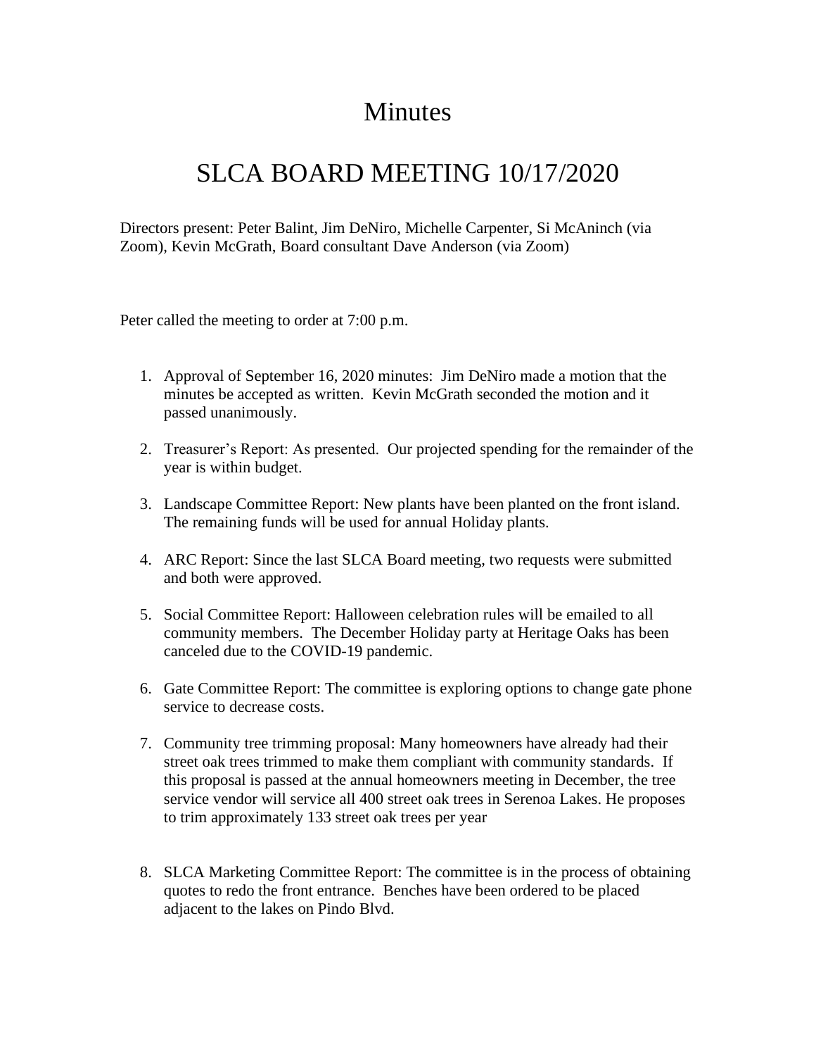# Minutes

# SLCA BOARD MEETING 10/17/2020

Directors present: Peter Balint, Jim DeNiro, Michelle Carpenter, Si McAninch (via Zoom), Kevin McGrath, Board consultant Dave Anderson (via Zoom)

Peter called the meeting to order at 7:00 p.m.

1. Approval of September 16, 2020 minutes: Jim DeNiro made a motion that the minutes be accepted as written. Kevin McGrath seconded the motion and it passed unanimously.

2. Treasurer's Report: As presented. Our projected spending for the remainder of the year is within budget.

3. Landscape Committee Report: New plants have been planted on the front island. The remaining funds will be used for annual Holiday plants.

4. ARC Report: Since the last SLCA Board meeting, two requests were submitted and both were approved.

5. Social Committee Report: Halloween celebration rules will be emailed to all community members. The December Holiday party at Heritage Oaks has been canceled due to the COVID-19 pandemic.

6. Gate Committee Report: The committee is exploring options to change gate phone service to decrease costs.

7. Community tree trimming proposal: Many homeowners have already had their street oak trees trimmed to make them compliant with community standards. If this proposal is passed at the annual homeowners meeting in December, the tree service vendor will service all 400 street oak trees in Serenoa Lakes. He proposes to trim approximately 133 street oak trees per year

8. SLCA Marketing Committee Report: The committee is in the process of obtaining quotes to redo the front entrance. Benches have been ordered to be placed adjacent to the lakes on Pindo Blvd.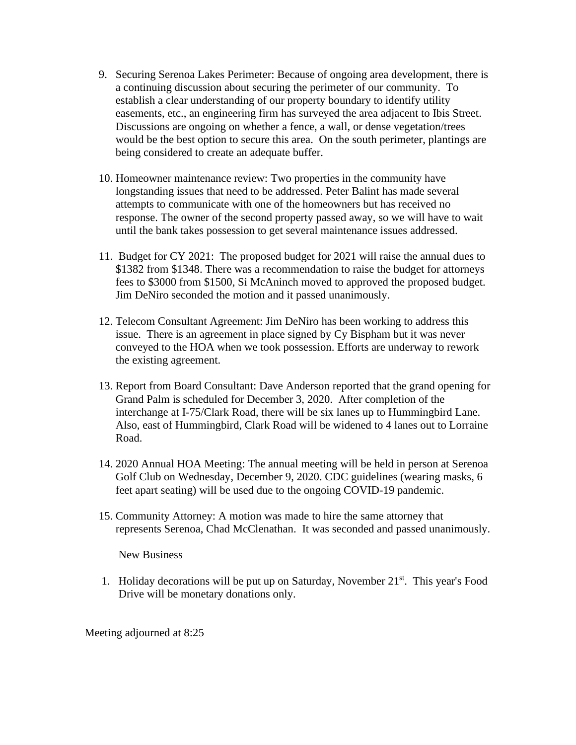9. Securing Serenoa Lakes Perimeter: Because of ongoing area development, there is a continuing discussion about securing the perimeter of our community. To establish a clear understanding of our property boundary to identify utility easements, etc., an engineering firm has surveyed the area adjacent to Ibis Street. Discussions are ongoing on whether a fence, a wall, or dense vegetation/trees would be the best option to secure this area. On the south perimeter, plantings are being considered to create an adequate buffer.

10. Homeowner maintenance review: Two properties in the community have longstanding issues that need to be addressed. Peter Balint has made several attempts to communicate with one of the homeowners but has received no response. The owner of the second property passed away, so we will have to wait until the bank takes possession to get several maintenance issues addressed.

11. Budget for CY 2021: The proposed budget for 2021 will raise the annual dues to $1382 from $1348. There was a recommendation to raise the budget for attorneys fees to $3000 from $1500, Si McAninch moved to approved the proposed budget. Jim DeNiro seconded the motion and it passed unanimously.

12. Telecom Consultant Agreement: Jim DeNiro has been working to address this issue. There is an agreement in place signed by Cy Bispham but it was never conveyed to the HOA when we took possession. Efforts are underway to rework the existing agreement.

13. Report from Board Consultant: Dave Anderson reported that the grand opening for Grand Palm is scheduled for December 3, 2020. After completion of the interchange at I-75/Clark Road, there will be six lanes up to Hummingbird Lane. Also, east of Hummingbird, Clark Road will be widened to 4 lanes out to Lorraine Road.

14. 2020 Annual HOA Meeting: The annual meeting will be held in person at Serenoa Golf Club on Wednesday, December 9, 2020. CDC guidelines (wearing masks, 6 feet apart seating) will be used due to the ongoing COVID-19 pandemic.

15. Community Attorney: A motion was made to hire the same attorney that represents Serenoa, Chad McClenathan. It was seconded and passed unanimously.

New Business

1. Holiday decorations will be put up on Saturday, November 21st. This year's Food Drive will be monetary donations only.

Meeting adjourned at 8:25